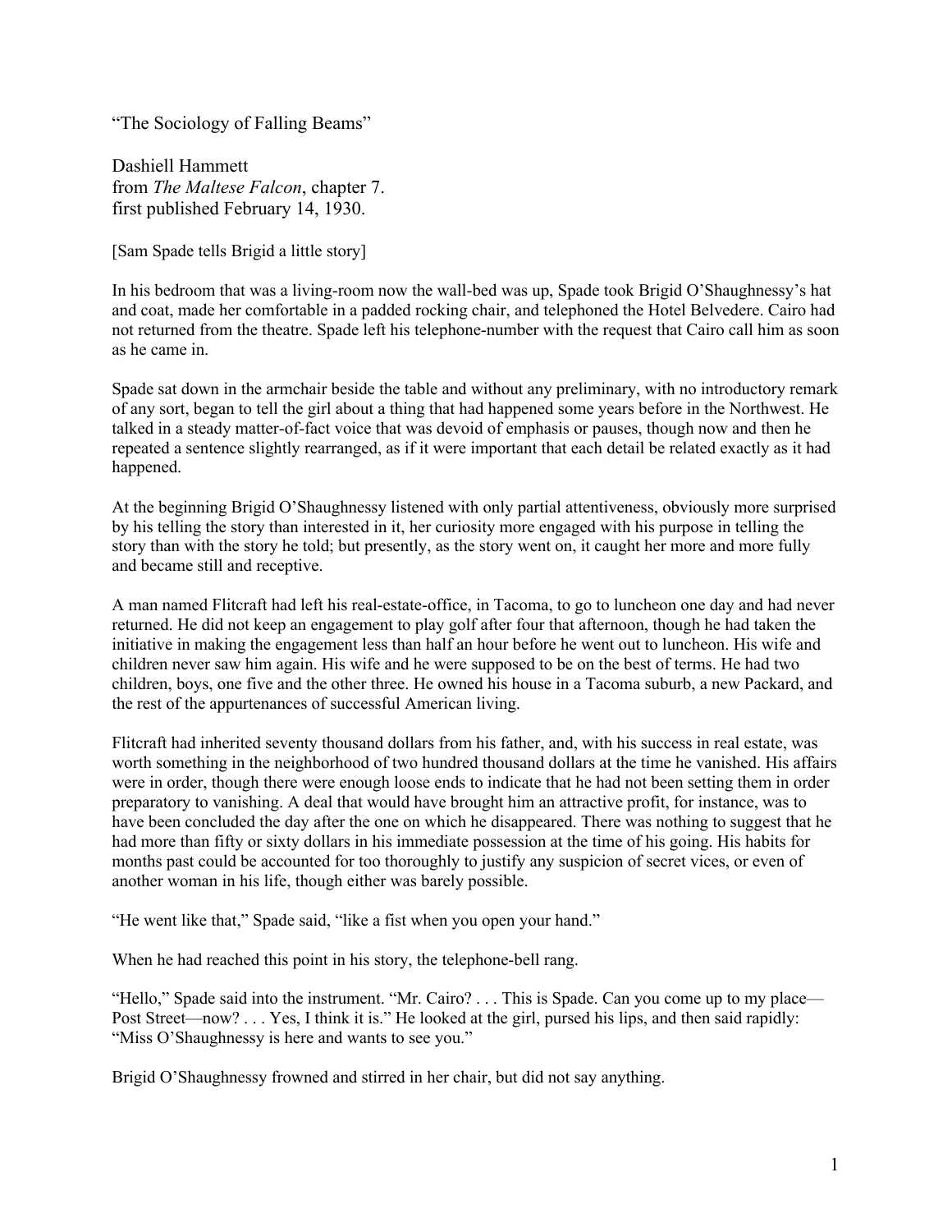"The Sociology of Falling Beams"

Dashiell Hammett
from *The Maltese Falcon*, chapter 7.
first published February 14, 1930.

[Sam Spade tells Brigid a little story]

In his bedroom that was a living-room now the wall-bed was up, Spade took Brigid O'Shaughnessy's hat and coat, made her comfortable in a padded rocking chair, and telephoned the Hotel Belvedere. Cairo had not returned from the theatre. Spade left his telephone-number with the request that Cairo call him as soon as he came in.

Spade sat down in the armchair beside the table and without any preliminary, with no introductory remark of any sort, began to tell the girl about a thing that had happened some years before in the Northwest. He talked in a steady matter-of-fact voice that was devoid of emphasis or pauses, though now and then he repeated a sentence slightly rearranged, as if it were important that each detail be related exactly as it had happened.

At the beginning Brigid O'Shaughnessy listened with only partial attentiveness, obviously more surprised by his telling the story than interested in it, her curiosity more engaged with his purpose in telling the story than with the story he told; but presently, as the story went on, it caught her more and more fully and became still and receptive.

A man named Flitcraft had left his real-estate-office, in Tacoma, to go to luncheon one day and had never returned. He did not keep an engagement to play golf after four that afternoon, though he had taken the initiative in making the engagement less than half an hour before he went out to luncheon. His wife and children never saw him again. His wife and he were supposed to be on the best of terms. He had two children, boys, one five and the other three. He owned his house in a Tacoma suburb, a new Packard, and the rest of the appurtenances of successful American living.

Flitcraft had inherited seventy thousand dollars from his father, and, with his success in real estate, was worth something in the neighborhood of two hundred thousand dollars at the time he vanished. His affairs were in order, though there were enough loose ends to indicate that he had not been setting them in order preparatory to vanishing. A deal that would have brought him an attractive profit, for instance, was to have been concluded the day after the one on which he disappeared. There was nothing to suggest that he had more than fifty or sixty dollars in his immediate possession at the time of his going. His habits for months past could be accounted for too thoroughly to justify any suspicion of secret vices, or even of another woman in his life, though either was barely possible.

"He went like that," Spade said, "like a fist when you open your hand."

When he had reached this point in his story, the telephone-bell rang.

"Hello," Spade said into the instrument. "Mr. Cairo? . . . This is Spade. Can you come up to my place—Post Street—now? . . . Yes, I think it is." He looked at the girl, pursed his lips, and then said rapidly: "Miss O'Shaughnessy is here and wants to see you."

Brigid O'Shaughnessy frowned and stirred in her chair, but did not say anything.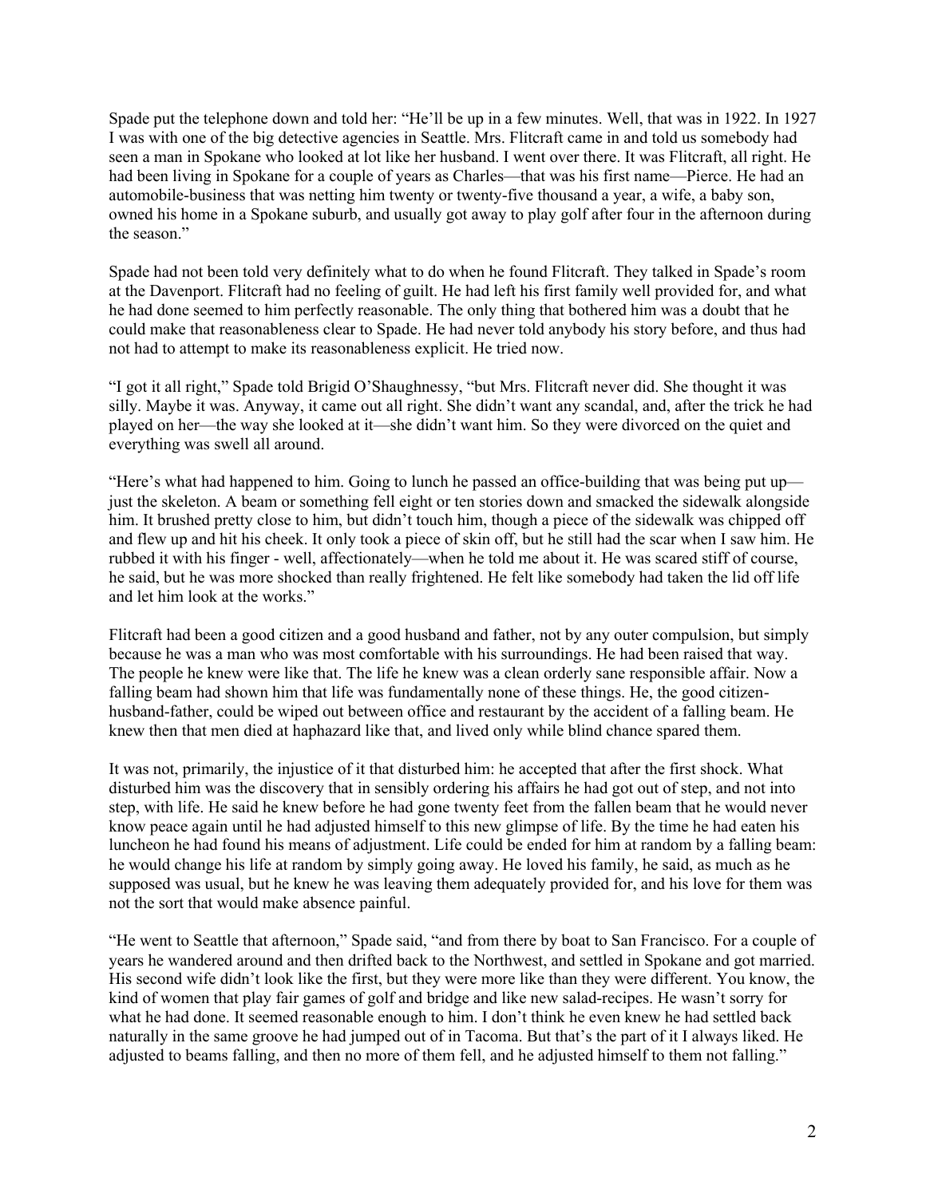Spade put the telephone down and told her: "He'll be up in a few minutes. Well, that was in 1922. In 1927 I was with one of the big detective agencies in Seattle. Mrs. Flitcraft came in and told us somebody had seen a man in Spokane who looked at lot like her husband. I went over there. It was Flitcraft, all right. He had been living in Spokane for a couple of years as Charles—that was his first name—Pierce. He had an automobile-business that was netting him twenty or twenty-five thousand a year, a wife, a baby son, owned his home in a Spokane suburb, and usually got away to play golf after four in the afternoon during the season."

Spade had not been told very definitely what to do when he found Flitcraft. They talked in Spade's room at the Davenport. Flitcraft had no feeling of guilt. He had left his first family well provided for, and what he had done seemed to him perfectly reasonable. The only thing that bothered him was a doubt that he could make that reasonableness clear to Spade. He had never told anybody his story before, and thus had not had to attempt to make its reasonableness explicit. He tried now.

"I got it all right," Spade told Brigid O'Shaughnessy, "but Mrs. Flitcraft never did. She thought it was silly. Maybe it was. Anyway, it came out all right. She didn't want any scandal, and, after the trick he had played on her—the way she looked at it—she didn't want him. So they were divorced on the quiet and everything was swell all around.

"Here's what had happened to him. Going to lunch he passed an office-building that was being put up—just the skeleton. A beam or something fell eight or ten stories down and smacked the sidewalk alongside him. It brushed pretty close to him, but didn't touch him, though a piece of the sidewalk was chipped off and flew up and hit his cheek. It only took a piece of skin off, but he still had the scar when I saw him. He rubbed it with his finger - well, affectionately—when he told me about it. He was scared stiff of course, he said, but he was more shocked than really frightened. He felt like somebody had taken the lid off life and let him look at the works."

Flitcraft had been a good citizen and a good husband and father, not by any outer compulsion, but simply because he was a man who was most comfortable with his surroundings. He had been raised that way. The people he knew were like that. The life he knew was a clean orderly sane responsible affair. Now a falling beam had shown him that life was fundamentally none of these things. He, the good citizen-husband-father, could be wiped out between office and restaurant by the accident of a falling beam. He knew then that men died at haphazard like that, and lived only while blind chance spared them.

It was not, primarily, the injustice of it that disturbed him: he accepted that after the first shock. What disturbed him was the discovery that in sensibly ordering his affairs he had got out of step, and not into step, with life. He said he knew before he had gone twenty feet from the fallen beam that he would never know peace again until he had adjusted himself to this new glimpse of life. By the time he had eaten his luncheon he had found his means of adjustment. Life could be ended for him at random by a falling beam: he would change his life at random by simply going away. He loved his family, he said, as much as he supposed was usual, but he knew he was leaving them adequately provided for, and his love for them was not the sort that would make absence painful.

"He went to Seattle that afternoon," Spade said, "and from there by boat to San Francisco. For a couple of years he wandered around and then drifted back to the Northwest, and settled in Spokane and got married. His second wife didn't look like the first, but they were more like than they were different. You know, the kind of women that play fair games of golf and bridge and like new salad-recipes. He wasn't sorry for what he had done. It seemed reasonable enough to him. I don't think he even knew he had settled back naturally in the same groove he had jumped out of in Tacoma. But that's the part of it I always liked. He adjusted to beams falling, and then no more of them fell, and he adjusted himself to them not falling."